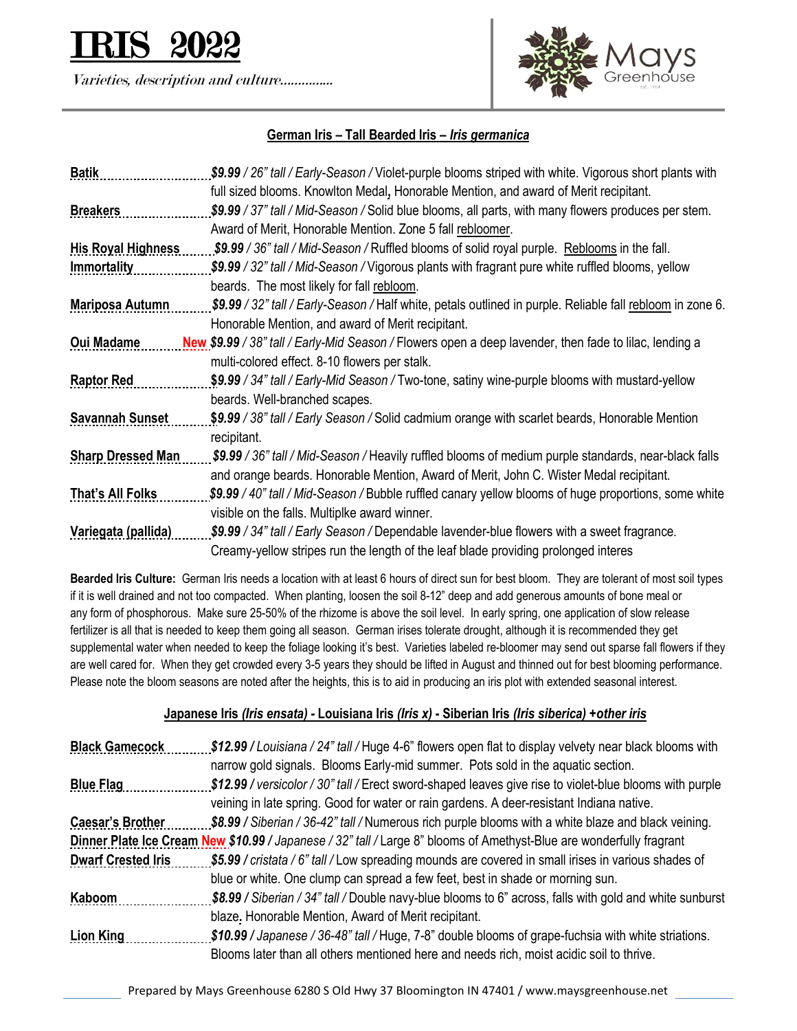# IRIS 2022

*Varieties, description and culture..............*

Mays Greenhouse

## German Iris – Tall Bearded Iris – *Iris germanica*

**Batik** *$9.99 / 26" tall / Early-Season /* Violet-purple blooms striped with white. Vigorous short plants with full sized blooms. Knowlton Medal, Honorable Mention, and award of Merit recipitant.

**Breakers** *$9.99 / 37" tall / Mid-Season /* Solid blue blooms, all parts, with many flowers produces per stem. Award of Merit, Honorable Mention. Zone 5 fall rebloomer.

**His Royal Highness** *$9.99 / 36" tall / Mid-Season /* Ruffled blooms of solid royal purple. Reblooms in the fall.

**Immortality** *$9.99 / 32" tall / Mid-Season /* Vigorous plants with fragrant pure white ruffled blooms, yellow beards. The most likely for fall rebloom.

**Mariposa Autumn** *$9.99 / 32" tall / Early-Season /* Half white, petals outlined in purple. Reliable fall rebloom in zone 6. Honorable Mention, and award of Merit recipitant.

**Oui Madame** **New** *$9.99 / 38" tall / Early-Mid Season /* Flowers open a deep lavender, then fade to lilac, lending a multi-colored effect. 8-10 flowers per stalk.

**Raptor Red** *$9.99 / 34" tall / Early-Mid Season /* Two-tone, satiny wine-purple blooms with mustard-yellow beards. Well-branched scapes.

**Savannah Sunset** *$9.99 / 38" tall / Early Season /* Solid cadmium orange with scarlet beards, Honorable Mention recipitant.

**Sharp Dressed Man** *$9.99 / 36" tall / Mid-Season /* Heavily ruffled blooms of medium purple standards, near-black falls and orange beards. Honorable Mention, Award of Merit, John C. Wister Medal recipitant.

**That's All Folks** *$9.99 / 40" tall / Mid-Season /* Bubble ruffled canary yellow blooms of huge proportions, some white visible on the falls. Multiplke award winner.

**Variegata (pallida)** *$9.99 / 34" tall / Early Season /* Dependable lavender-blue flowers with a sweet fragrance. Creamy-yellow stripes run the length of the leaf blade providing prolonged interes

**Bearded Iris Culture:** German Iris needs a location with at least 6 hours of direct sun for best bloom. They are tolerant of most soil types if it is well drained and not too compacted. When planting, loosen the soil 8-12" deep and add generous amounts of bone meal or any form of phosphorous. Make sure 25-50% of the rhizome is above the soil level. In early spring, one application of slow release fertilizer is all that is needed to keep them going all season. German irises tolerate drought, although it is recommended they get supplemental water when needed to keep the foliage looking it's best. Varieties labeled re-bloomer may send out sparse fall flowers if they are well cared for. When they get crowded every 3-5 years they should be lifted in August and thinned out for best blooming performance. Please note the bloom seasons are noted after the heights, this is to aid in producing an iris plot with extended seasonal interest.

## Japanese Iris *(Iris ensata)* - Louisiana Iris *(Iris x)* - Siberian Iris *(Iris siberica)* *+other iris*

**Black Gamecock** *$12.99 / Louisiana / 24" tall /* Huge 4-6" flowers open flat to display velvety near black blooms with narrow gold signals. Blooms Early-mid summer. Pots sold in the aquatic section.

**Blue Flag** *$12.99 / versicolor / 30" tall /* Erect sword-shaped leaves give rise to violet-blue blooms with purple veining in late spring. Good for water or rain gardens. A deer-resistant Indiana native.

**Caesar's Brother** *$8.99 / Siberian / 36-42" tall /* Numerous rich purple blooms with a white blaze and black veining.

**Dinner Plate Ice Cream** **New** *$10.99 / Japanese / 32" tall /* Large 8" blooms of Amethyst-Blue are wonderfully fragrant

**Dwarf Crested Iris** *$5.99 / cristata / 6" tall /* Low spreading mounds are covered in small irises in various shades of blue or white. One clump can spread a few feet, best in shade or morning sun.

**Kaboom** *$8.99 / Siberian / 34" tall /* Double navy-blue blooms to 6" across, falls with gold and white sunburst blaze. Honorable Mention, Award of Merit recipitant.

**Lion King** *$10.99 / Japanese / 36-48" tall /* Huge, 7-8" double blooms of grape-fuchsia with white striations. Blooms later than all others mentioned here and needs rich, moist acidic soil to thrive.

Prepared by Mays Greenhouse 6280 S Old Hwy 37 Bloomington IN 47401 / www.maysgreenhouse.net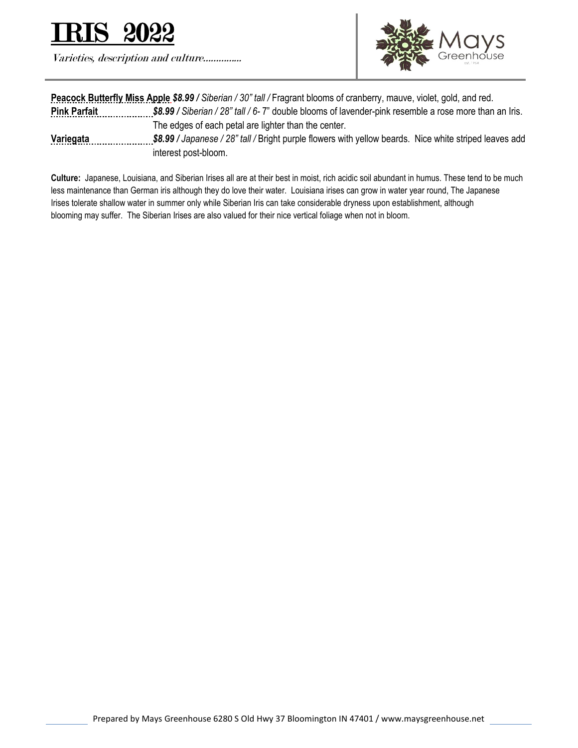# IRIS 2022

*Varieties, description and culture..............*

**Peacock Butterfly Miss Apple** ***$8.99 /*** *Siberian / 30" tall /* Fragrant blooms of cranberry, mauve, violet, gold, and red.

**Pink Parfait** ***$8.99 /*** *Siberian / 28" tall / 6-* 7" double blooms of lavender-pink resemble a rose more than an Iris. The edges of each petal are lighter than the center.

**Variegata** ***$8.99 /*** *Japanese / 28" tall /* Bright purple flowers with yellow beards. Nice white striped leaves add interest post-bloom.

**Culture:** Japanese, Louisiana, and Siberian Irises all are at their best in moist, rich acidic soil abundant in humus. These tend to be much less maintenance than German iris although they do love their water. Louisiana irises can grow in water year round, The Japanese Irises tolerate shallow water in summer only while Siberian Iris can take considerable dryness upon establishment, although blooming may suffer. The Siberian Irises are also valued for their nice vertical foliage when not in bloom.

Prepared by Mays Greenhouse 6280 S Old Hwy 37 Bloomington IN 47401 / www.maysgreenhouse.net